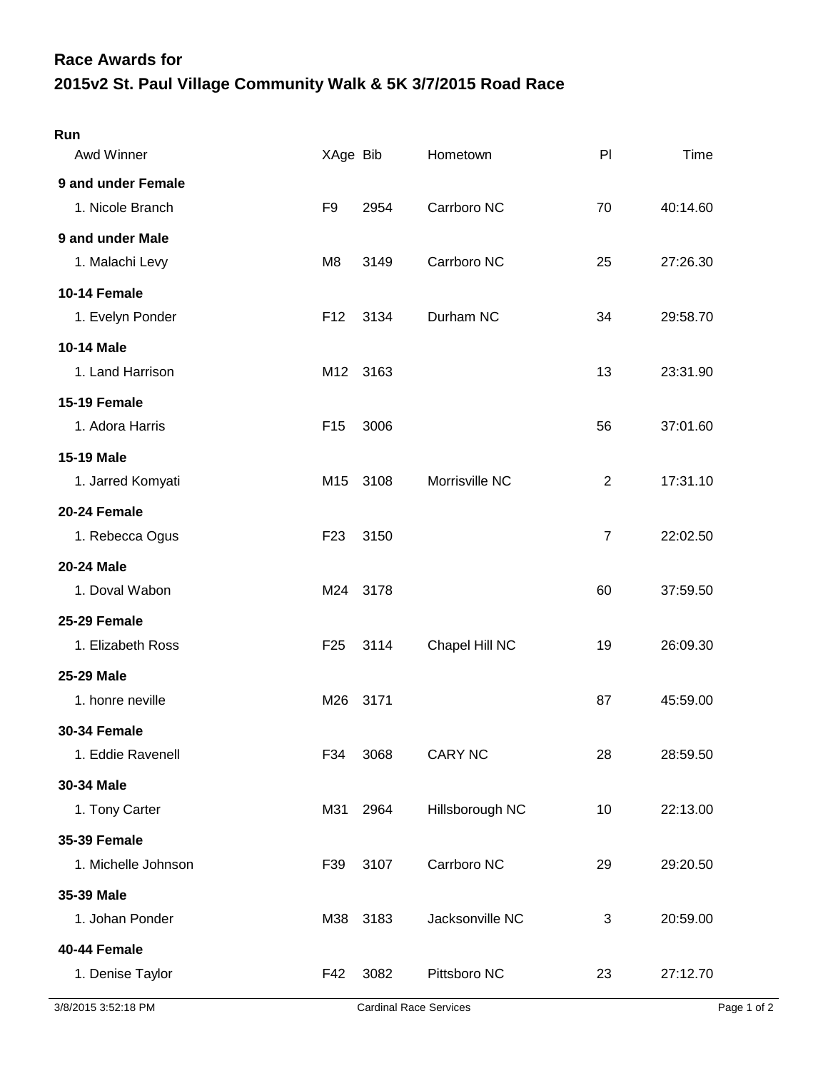# Race Awards for
# 2015v2 St. Paul Village Community Walk & 5K 3/7/2015 Road Race

## Run

| Awd Winner | XAge | Bib | Hometown | Pl | Time |
|---|---|---|---|---|---|
| **9 and under Female** | | | | | |
| 1. Nicole Branch | F9 | 2954 | Carrboro NC | 70 | 40:14.60 |
| **9 and under Male** | | | | | |
| 1. Malachi Levy | M8 | 3149 | Carrboro NC | 25 | 27:26.30 |
| **10-14 Female** | | | | | |
| 1. Evelyn Ponder | F12 | 3134 | Durham NC | 34 | 29:58.70 |
| **10-14 Male** | | | | | |
| 1. Land Harrison | M12 | 3163 | | 13 | 23:31.90 |
| **15-19 Female** | | | | | |
| 1. Adora Harris | F15 | 3006 | | 56 | 37:01.60 |
| **15-19 Male** | | | | | |
| 1. Jarred Komyati | M15 | 3108 | Morrisville NC | 2 | 17:31.10 |
| **20-24 Female** | | | | | |
| 1. Rebecca Ogus | F23 | 3150 | | 7 | 22:02.50 |
| **20-24 Male** | | | | | |
| 1. Doval Wabon | M24 | 3178 | | 60 | 37:59.50 |
| **25-29 Female** | | | | | |
| 1. Elizabeth Ross | F25 | 3114 | Chapel Hill NC | 19 | 26:09.30 |
| **25-29 Male** | | | | | |
| 1. honre neville | M26 | 3171 | | 87 | 45:59.00 |
| **30-34 Female** | | | | | |
| 1. Eddie Ravenell | F34 | 3068 | CARY NC | 28 | 28:59.50 |
| **30-34 Male** | | | | | |
| 1. Tony Carter | M31 | 2964 | Hillsborough NC | 10 | 22:13.00 |
| **35-39 Female** | | | | | |
| 1. Michelle Johnson | F39 | 3107 | Carrboro NC | 29 | 29:20.50 |
| **35-39 Male** | | | | | |
| 1. Johan Ponder | M38 | 3183 | Jacksonville NC | 3 | 20:59.00 |
| **40-44 Female** | | | | | |
| 1. Denise Taylor | F42 | 3082 | Pittsboro NC | 23 | 27:12.70 |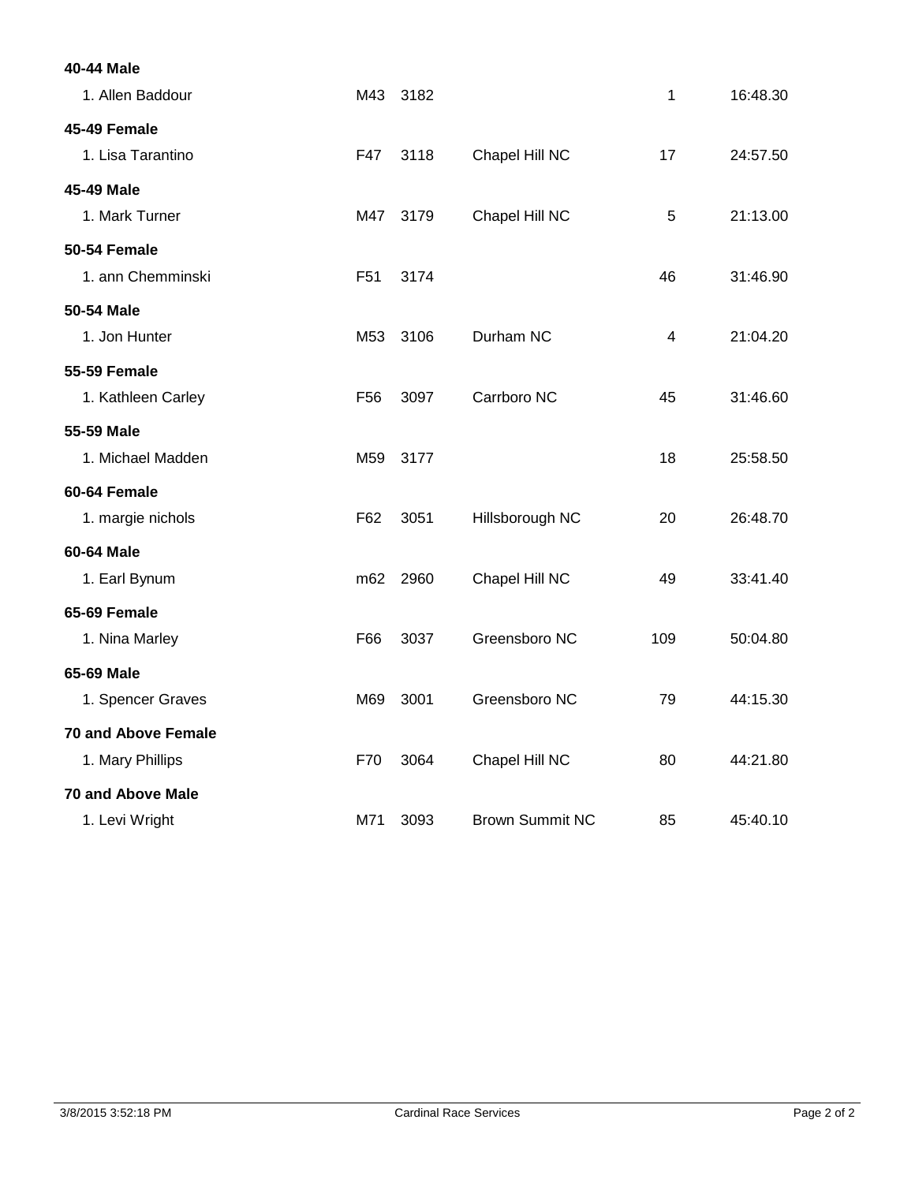**40-44 Male**

| | | | | | |
|---|---|---|---|---|---|
| 1. Allen Baddour | M43 | 3182 | | 1 | 16:48.30 |

**45-49 Female**

| | | | | | |
|---|---|---|---|---|---|
| 1. Lisa Tarantino | F47 | 3118 | Chapel Hill NC | 17 | 24:57.50 |

**45-49 Male**

| | | | | | |
|---|---|---|---|---|---|
| 1. Mark Turner | M47 | 3179 | Chapel Hill NC | 5 | 21:13.00 |

**50-54 Female**

| | | | | | |
|---|---|---|---|---|---|
| 1. ann Chemminski | F51 | 3174 | | 46 | 31:46.90 |

**50-54 Male**

| | | | | | |
|---|---|---|---|---|---|
| 1. Jon Hunter | M53 | 3106 | Durham NC | 4 | 21:04.20 |

**55-59 Female**

| | | | | | |
|---|---|---|---|---|---|
| 1. Kathleen Carley | F56 | 3097 | Carrboro NC | 45 | 31:46.60 |

**55-59 Male**

| | | | | | |
|---|---|---|---|---|---|
| 1. Michael Madden | M59 | 3177 | | 18 | 25:58.50 |

**60-64 Female**

| | | | | | |
|---|---|---|---|---|---|
| 1. margie nichols | F62 | 3051 | Hillsborough NC | 20 | 26:48.70 |

**60-64 Male**

| | | | | | |
|---|---|---|---|---|---|
| 1. Earl Bynum | m62 | 2960 | Chapel Hill NC | 49 | 33:41.40 |

**65-69 Female**

| | | | | | |
|---|---|---|---|---|---|
| 1. Nina Marley | F66 | 3037 | Greensboro NC | 109 | 50:04.80 |

**65-69 Male**

| | | | | | |
|---|---|---|---|---|---|
| 1. Spencer Graves | M69 | 3001 | Greensboro NC | 79 | 44:15.30 |

**70 and Above Female**

| | | | | | |
|---|---|---|---|---|---|
| 1. Mary Phillips | F70 | 3064 | Chapel Hill NC | 80 | 44:21.80 |

**70 and Above Male**

| | | | | | |
|---|---|---|---|---|---|
| 1. Levi Wright | M71 | 3093 | Brown Summit NC | 85 | 45:40.10 |

3/8/2015 3:52:18 PM Cardinal Race Services